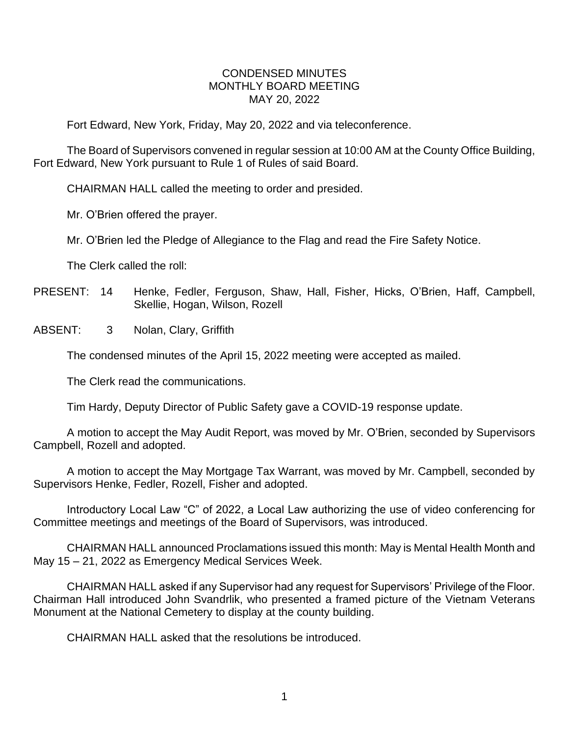# CONDENSED MINUTES
## MONTHLY BOARD MEETING
## MAY 20, 2022

Fort Edward, New York, Friday, May 20, 2022 and via teleconference.

The Board of Supervisors convened in regular session at 10:00 AM at the County Office Building, Fort Edward, New York pursuant to Rule 1 of Rules of said Board.

CHAIRMAN HALL called the meeting to order and presided.

Mr. O'Brien offered the prayer.

Mr. O'Brien led the Pledge of Allegiance to the Flag and read the Fire Safety Notice.

The Clerk called the roll:

PRESENT: 14 Henke, Fedler, Ferguson, Shaw, Hall, Fisher, Hicks, O'Brien, Haff, Campbell, Skellie, Hogan, Wilson, Rozell

ABSENT: 3 Nolan, Clary, Griffith

The condensed minutes of the April 15, 2022 meeting were accepted as mailed.

The Clerk read the communications.

Tim Hardy, Deputy Director of Public Safety gave a COVID-19 response update.

A motion to accept the May Audit Report, was moved by Mr. O'Brien, seconded by Supervisors Campbell, Rozell and adopted.

A motion to accept the May Mortgage Tax Warrant, was moved by Mr. Campbell, seconded by Supervisors Henke, Fedler, Rozell, Fisher and adopted.

Introductory Local Law "C" of 2022, a Local Law authorizing the use of video conferencing for Committee meetings and meetings of the Board of Supervisors, was introduced.

CHAIRMAN HALL announced Proclamations issued this month: May is Mental Health Month and May 15 – 21, 2022 as Emergency Medical Services Week.

CHAIRMAN HALL asked if any Supervisor had any request for Supervisors' Privilege of the Floor. Chairman Hall introduced John Svandrlik, who presented a framed picture of the Vietnam Veterans Monument at the National Cemetery to display at the county building.

CHAIRMAN HALL asked that the resolutions be introduced.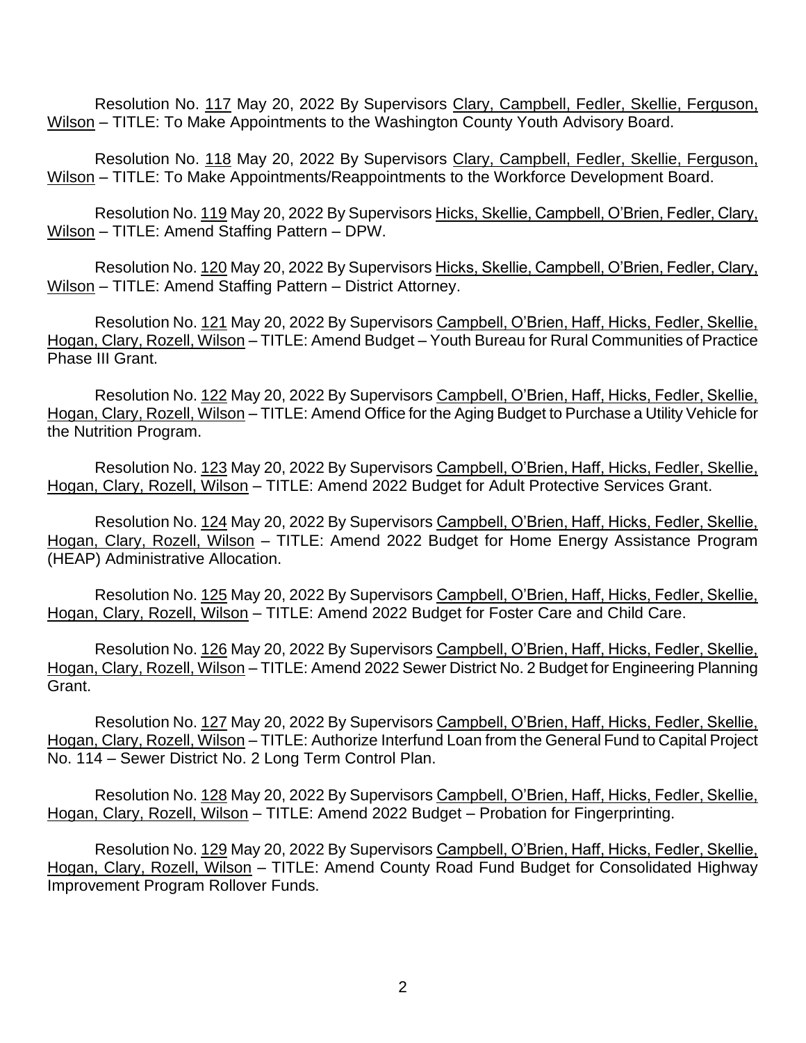Resolution No. 117 May 20, 2022 By Supervisors Clary, Campbell, Fedler, Skellie, Ferguson, Wilson – TITLE: To Make Appointments to the Washington County Youth Advisory Board.

Resolution No. 118 May 20, 2022 By Supervisors Clary, Campbell, Fedler, Skellie, Ferguson, Wilson – TITLE: To Make Appointments/Reappointments to the Workforce Development Board.

Resolution No. 119 May 20, 2022 By Supervisors Hicks, Skellie, Campbell, O'Brien, Fedler, Clary, Wilson – TITLE: Amend Staffing Pattern – DPW.

Resolution No. 120 May 20, 2022 By Supervisors Hicks, Skellie, Campbell, O'Brien, Fedler, Clary, Wilson – TITLE: Amend Staffing Pattern – District Attorney.

Resolution No. 121 May 20, 2022 By Supervisors Campbell, O'Brien, Haff, Hicks, Fedler, Skellie, Hogan, Clary, Rozell, Wilson – TITLE: Amend Budget – Youth Bureau for Rural Communities of Practice Phase III Grant.

Resolution No. 122 May 20, 2022 By Supervisors Campbell, O'Brien, Haff, Hicks, Fedler, Skellie, Hogan, Clary, Rozell, Wilson – TITLE: Amend Office for the Aging Budget to Purchase a Utility Vehicle for the Nutrition Program.

Resolution No. 123 May 20, 2022 By Supervisors Campbell, O'Brien, Haff, Hicks, Fedler, Skellie, Hogan, Clary, Rozell, Wilson – TITLE: Amend 2022 Budget for Adult Protective Services Grant.

Resolution No. 124 May 20, 2022 By Supervisors Campbell, O'Brien, Haff, Hicks, Fedler, Skellie, Hogan, Clary, Rozell, Wilson – TITLE: Amend 2022 Budget for Home Energy Assistance Program (HEAP) Administrative Allocation.

Resolution No. 125 May 20, 2022 By Supervisors Campbell, O'Brien, Haff, Hicks, Fedler, Skellie, Hogan, Clary, Rozell, Wilson – TITLE: Amend 2022 Budget for Foster Care and Child Care.

Resolution No. 126 May 20, 2022 By Supervisors Campbell, O'Brien, Haff, Hicks, Fedler, Skellie, Hogan, Clary, Rozell, Wilson – TITLE: Amend 2022 Sewer District No. 2 Budget for Engineering Planning Grant.

Resolution No. 127 May 20, 2022 By Supervisors Campbell, O'Brien, Haff, Hicks, Fedler, Skellie, Hogan, Clary, Rozell, Wilson – TITLE: Authorize Interfund Loan from the General Fund to Capital Project No. 114 – Sewer District No. 2 Long Term Control Plan.

Resolution No. 128 May 20, 2022 By Supervisors Campbell, O'Brien, Haff, Hicks, Fedler, Skellie, Hogan, Clary, Rozell, Wilson – TITLE: Amend 2022 Budget – Probation for Fingerprinting.

Resolution No. 129 May 20, 2022 By Supervisors Campbell, O'Brien, Haff, Hicks, Fedler, Skellie, Hogan, Clary, Rozell, Wilson – TITLE: Amend County Road Fund Budget for Consolidated Highway Improvement Program Rollover Funds.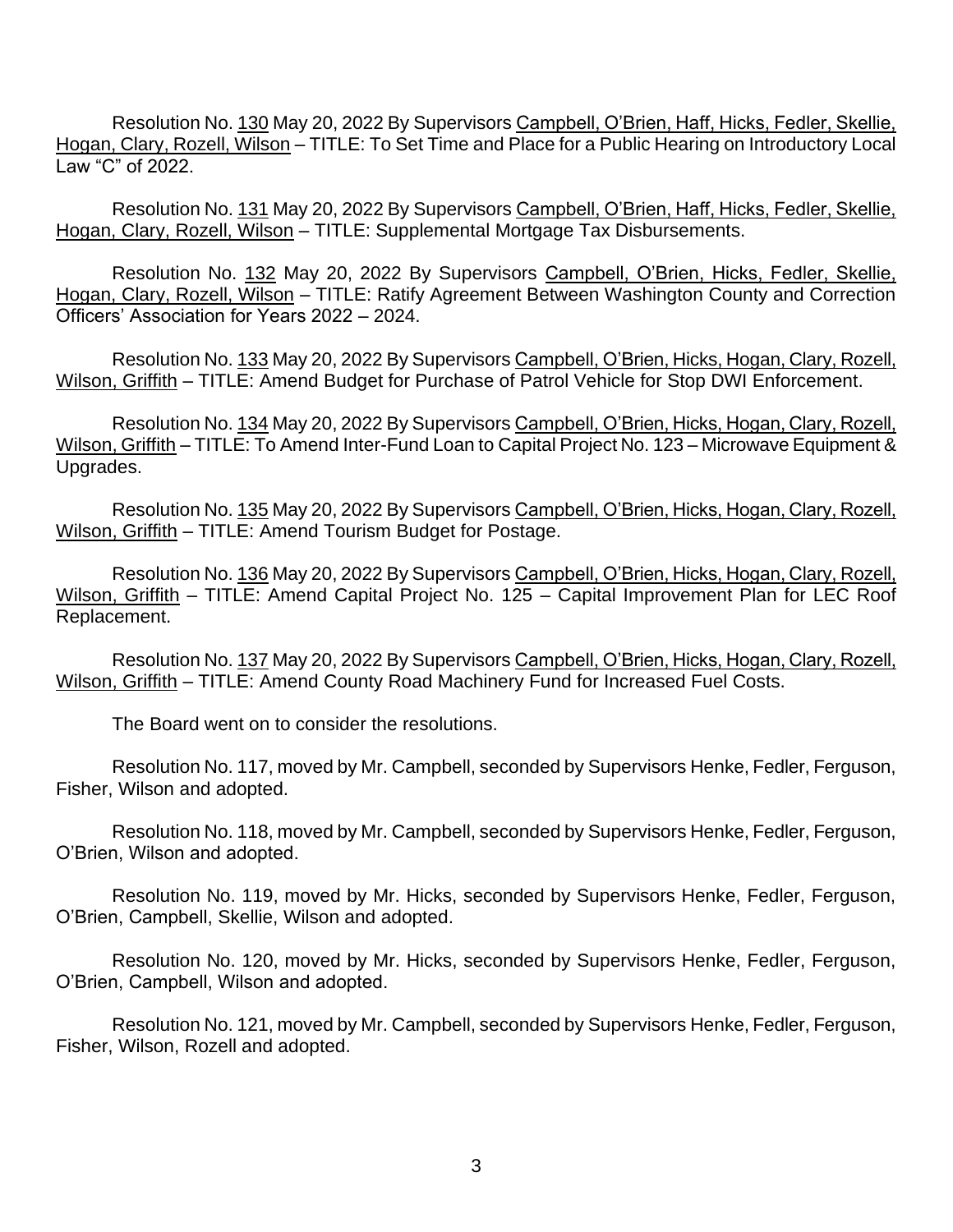Resolution No. 130 May 20, 2022 By Supervisors Campbell, O'Brien, Haff, Hicks, Fedler, Skellie, Hogan, Clary, Rozell, Wilson – TITLE: To Set Time and Place for a Public Hearing on Introductory Local Law "C" of 2022.

Resolution No. 131 May 20, 2022 By Supervisors Campbell, O'Brien, Haff, Hicks, Fedler, Skellie, Hogan, Clary, Rozell, Wilson – TITLE: Supplemental Mortgage Tax Disbursements.

Resolution No. 132 May 20, 2022 By Supervisors Campbell, O'Brien, Hicks, Fedler, Skellie, Hogan, Clary, Rozell, Wilson – TITLE: Ratify Agreement Between Washington County and Correction Officers' Association for Years 2022 – 2024.

Resolution No. 133 May 20, 2022 By Supervisors Campbell, O'Brien, Hicks, Hogan, Clary, Rozell, Wilson, Griffith – TITLE: Amend Budget for Purchase of Patrol Vehicle for Stop DWI Enforcement.

Resolution No. 134 May 20, 2022 By Supervisors Campbell, O'Brien, Hicks, Hogan, Clary, Rozell, Wilson, Griffith – TITLE: To Amend Inter-Fund Loan to Capital Project No. 123 – Microwave Equipment & Upgrades.

Resolution No. 135 May 20, 2022 By Supervisors Campbell, O'Brien, Hicks, Hogan, Clary, Rozell, Wilson, Griffith – TITLE: Amend Tourism Budget for Postage.

Resolution No. 136 May 20, 2022 By Supervisors Campbell, O'Brien, Hicks, Hogan, Clary, Rozell, Wilson, Griffith – TITLE: Amend Capital Project No. 125 – Capital Improvement Plan for LEC Roof Replacement.

Resolution No. 137 May 20, 2022 By Supervisors Campbell, O'Brien, Hicks, Hogan, Clary, Rozell, Wilson, Griffith – TITLE: Amend County Road Machinery Fund for Increased Fuel Costs.

The Board went on to consider the resolutions.

Resolution No. 117, moved by Mr. Campbell, seconded by Supervisors Henke, Fedler, Ferguson, Fisher, Wilson and adopted.

Resolution No. 118, moved by Mr. Campbell, seconded by Supervisors Henke, Fedler, Ferguson, O'Brien, Wilson and adopted.

Resolution No. 119, moved by Mr. Hicks, seconded by Supervisors Henke, Fedler, Ferguson, O'Brien, Campbell, Skellie, Wilson and adopted.

Resolution No. 120, moved by Mr. Hicks, seconded by Supervisors Henke, Fedler, Ferguson, O'Brien, Campbell, Wilson and adopted.

Resolution No. 121, moved by Mr. Campbell, seconded by Supervisors Henke, Fedler, Ferguson, Fisher, Wilson, Rozell and adopted.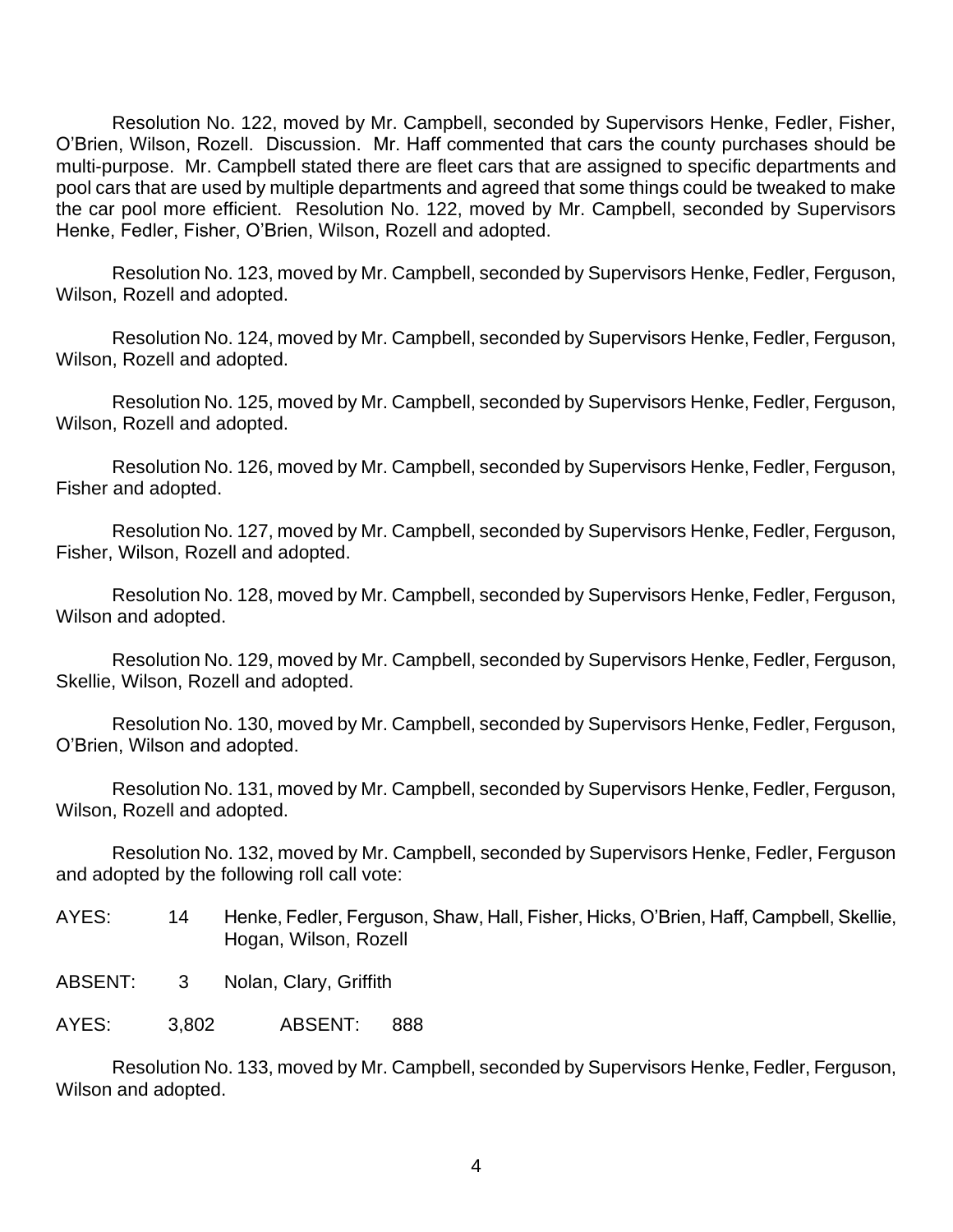Resolution No. 122, moved by Mr. Campbell, seconded by Supervisors Henke, Fedler, Fisher, O'Brien, Wilson, Rozell. Discussion. Mr. Haff commented that cars the county purchases should be multi-purpose. Mr. Campbell stated there are fleet cars that are assigned to specific departments and pool cars that are used by multiple departments and agreed that some things could be tweaked to make the car pool more efficient. Resolution No. 122, moved by Mr. Campbell, seconded by Supervisors Henke, Fedler, Fisher, O'Brien, Wilson, Rozell and adopted.

Resolution No. 123, moved by Mr. Campbell, seconded by Supervisors Henke, Fedler, Ferguson, Wilson, Rozell and adopted.

Resolution No. 124, moved by Mr. Campbell, seconded by Supervisors Henke, Fedler, Ferguson, Wilson, Rozell and adopted.

Resolution No. 125, moved by Mr. Campbell, seconded by Supervisors Henke, Fedler, Ferguson, Wilson, Rozell and adopted.

Resolution No. 126, moved by Mr. Campbell, seconded by Supervisors Henke, Fedler, Ferguson, Fisher and adopted.

Resolution No. 127, moved by Mr. Campbell, seconded by Supervisors Henke, Fedler, Ferguson, Fisher, Wilson, Rozell and adopted.

Resolution No. 128, moved by Mr. Campbell, seconded by Supervisors Henke, Fedler, Ferguson, Wilson and adopted.

Resolution No. 129, moved by Mr. Campbell, seconded by Supervisors Henke, Fedler, Ferguson, Skellie, Wilson, Rozell and adopted.

Resolution No. 130, moved by Mr. Campbell, seconded by Supervisors Henke, Fedler, Ferguson, O'Brien, Wilson and adopted.

Resolution No. 131, moved by Mr. Campbell, seconded by Supervisors Henke, Fedler, Ferguson, Wilson, Rozell and adopted.

Resolution No. 132, moved by Mr. Campbell, seconded by Supervisors Henke, Fedler, Ferguson and adopted by the following roll call vote:

AYES: 14 Henke, Fedler, Ferguson, Shaw, Hall, Fisher, Hicks, O'Brien, Haff, Campbell, Skellie, Hogan, Wilson, Rozell

ABSENT: 3 Nolan, Clary, Griffith

AYES: 3,802 ABSENT: 888

Resolution No. 133, moved by Mr. Campbell, seconded by Supervisors Henke, Fedler, Ferguson, Wilson and adopted.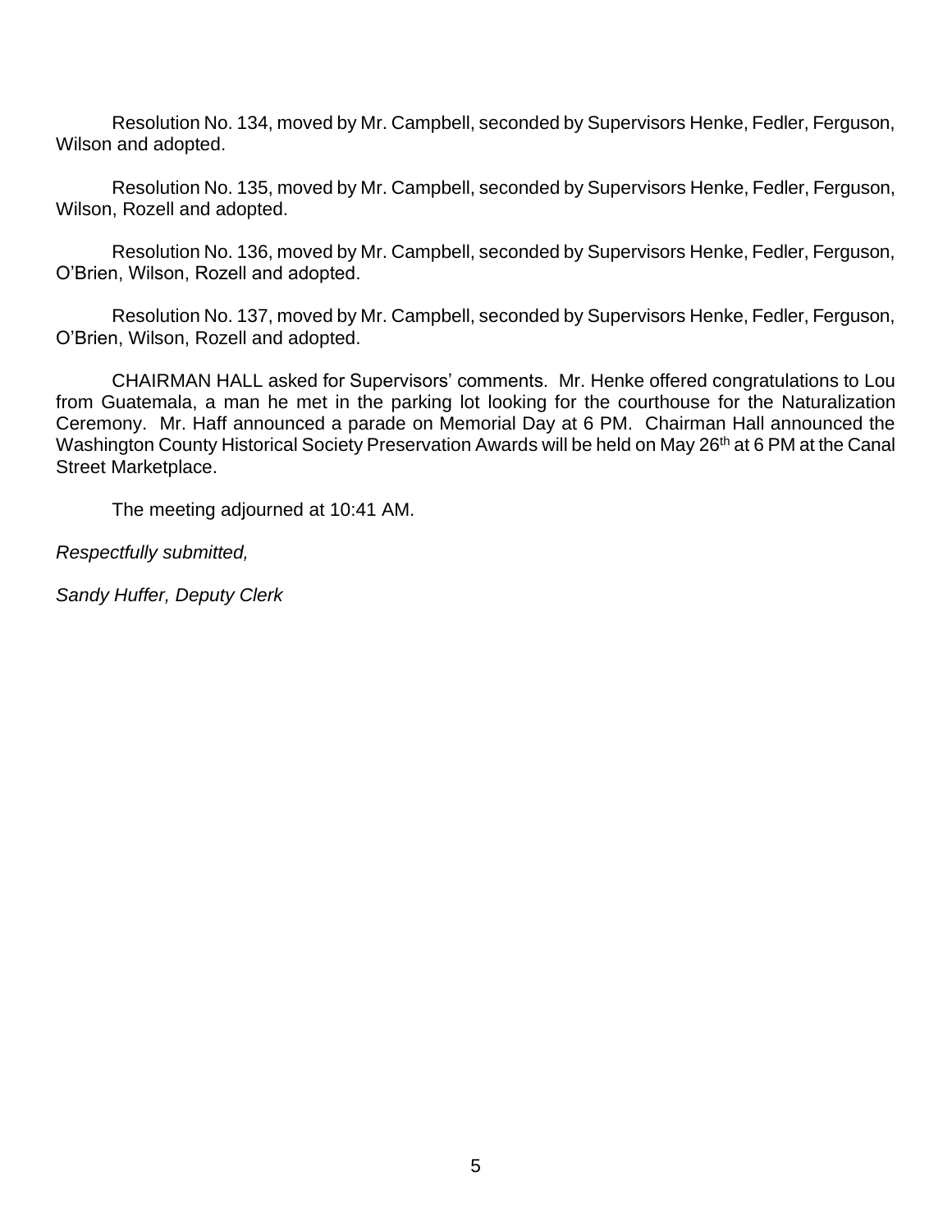Resolution No. 134, moved by Mr. Campbell, seconded by Supervisors Henke, Fedler, Ferguson, Wilson and adopted.

Resolution No. 135, moved by Mr. Campbell, seconded by Supervisors Henke, Fedler, Ferguson, Wilson, Rozell and adopted.

Resolution No. 136, moved by Mr. Campbell, seconded by Supervisors Henke, Fedler, Ferguson, O'Brien, Wilson, Rozell and adopted.

Resolution No. 137, moved by Mr. Campbell, seconded by Supervisors Henke, Fedler, Ferguson, O'Brien, Wilson, Rozell and adopted.

CHAIRMAN HALL asked for Supervisors' comments. Mr. Henke offered congratulations to Lou from Guatemala, a man he met in the parking lot looking for the courthouse for the Naturalization Ceremony. Mr. Haff announced a parade on Memorial Day at 6 PM. Chairman Hall announced the Washington County Historical Society Preservation Awards will be held on May 26th at 6 PM at the Canal Street Marketplace.

The meeting adjourned at 10:41 AM.

*Respectfully submitted,*

*Sandy Huffer, Deputy Clerk*